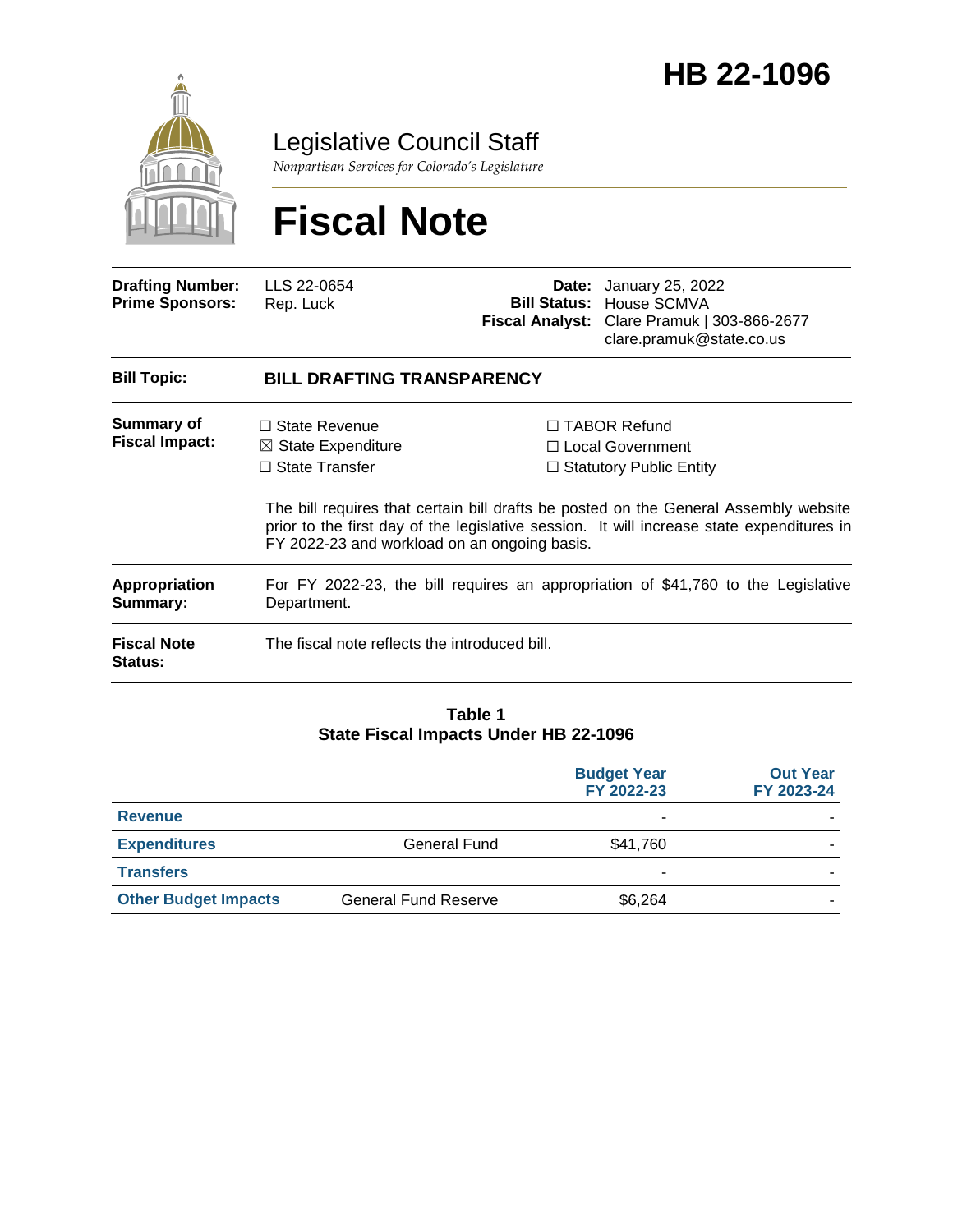# HB 22-1096

Legislative Council Staff

*Nonpartisan Services for Colorado's Legislature*

# Fiscal Note

| | | | |
|---|---|---|---|
| **Drafting Number:** | LLS 22-0654 | **Date:** | January 25, 2022 |
| **Prime Sponsors:** | Rep. Luck | **Bill Status:** | House SCMVA |
| | | **Fiscal Analyst:** | Clare Pramuk \| 303-866-2677<br>clare.pramuk@state.co.us |

| | |
|---|---|
| **Bill Topic:** | **BILL DRAFTING TRANSPARENCY** |
| **Summary of Fiscal Impact:** | ☐ State Revenue ☒ State Expenditure ☐ State Transfer ☐ TABOR Refund ☐ Local Government ☐ Statutory Public Entity<br><br>The bill requires that certain bill drafts be posted on the General Assembly website prior to the first day of the legislative session. It will increase state expenditures in FY 2022-23 and workload on an ongoing basis. |
| **Appropriation Summary:** | For FY 2022-23, the bill requires an appropriation of $41,760 to the Legislative Department. |
| **Fiscal Note Status:** | The fiscal note reflects the introduced bill. |

**Table 1**
**State Fiscal Impacts Under HB 22-1096**

| | | Budget Year FY 2022-23 | Out Year FY 2023-24 |
|---|---|---|---|
| **Revenue** | | - | - |
| **Expenditures** | General Fund | $41,760 | - |
| **Transfers** | | - | - |
| **Other Budget Impacts** | General Fund Reserve | $6,264 | - |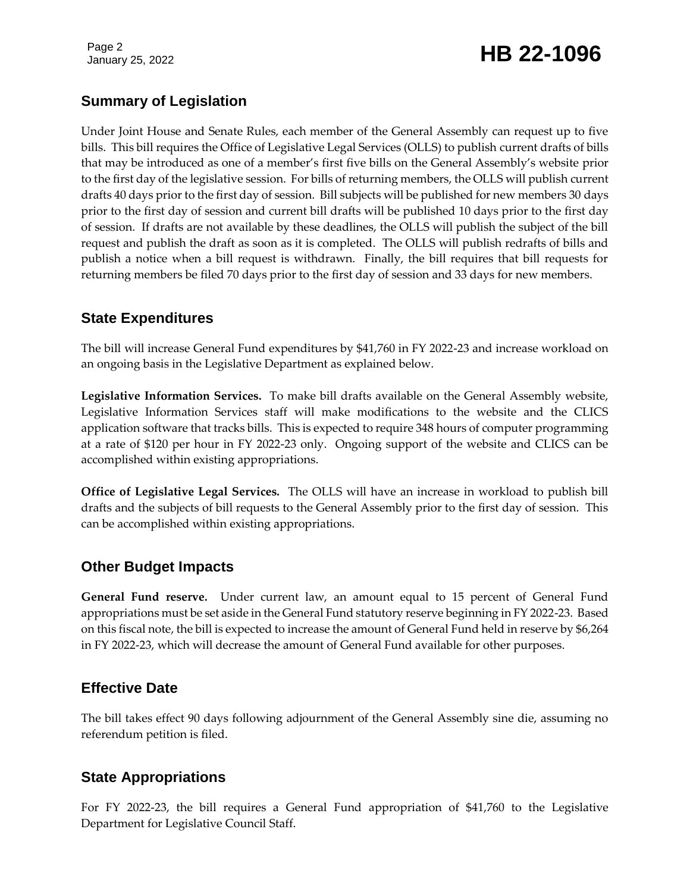## Summary of Legislation

Under Joint House and Senate Rules, each member of the General Assembly can request up to five bills. This bill requires the Office of Legislative Legal Services (OLLS) to publish current drafts of bills that may be introduced as one of a member's first five bills on the General Assembly's website prior to the first day of the legislative session. For bills of returning members, the OLLS will publish current drafts 40 days prior to the first day of session. Bill subjects will be published for new members 30 days prior to the first day of session and current bill drafts will be published 10 days prior to the first day of session. If drafts are not available by these deadlines, the OLLS will publish the subject of the bill request and publish the draft as soon as it is completed. The OLLS will publish redrafts of bills and publish a notice when a bill request is withdrawn. Finally, the bill requires that bill requests for returning members be filed 70 days prior to the first day of session and 33 days for new members.

## State Expenditures

The bill will increase General Fund expenditures by $41,760 in FY 2022-23 and increase workload on an ongoing basis in the Legislative Department as explained below.

**Legislative Information Services.** To make bill drafts available on the General Assembly website, Legislative Information Services staff will make modifications to the website and the CLICS application software that tracks bills. This is expected to require 348 hours of computer programming at a rate of $120 per hour in FY 2022-23 only. Ongoing support of the website and CLICS can be accomplished within existing appropriations.

**Office of Legislative Legal Services.** The OLLS will have an increase in workload to publish bill drafts and the subjects of bill requests to the General Assembly prior to the first day of session. This can be accomplished within existing appropriations.

## Other Budget Impacts

**General Fund reserve.** Under current law, an amount equal to 15 percent of General Fund appropriations must be set aside in the General Fund statutory reserve beginning in FY 2022-23. Based on this fiscal note, the bill is expected to increase the amount of General Fund held in reserve by $6,264 in FY 2022-23, which will decrease the amount of General Fund available for other purposes.

## Effective Date

The bill takes effect 90 days following adjournment of the General Assembly sine die, assuming no referendum petition is filed.

## State Appropriations

For FY 2022-23, the bill requires a General Fund appropriation of $41,760 to the Legislative Department for Legislative Council Staff.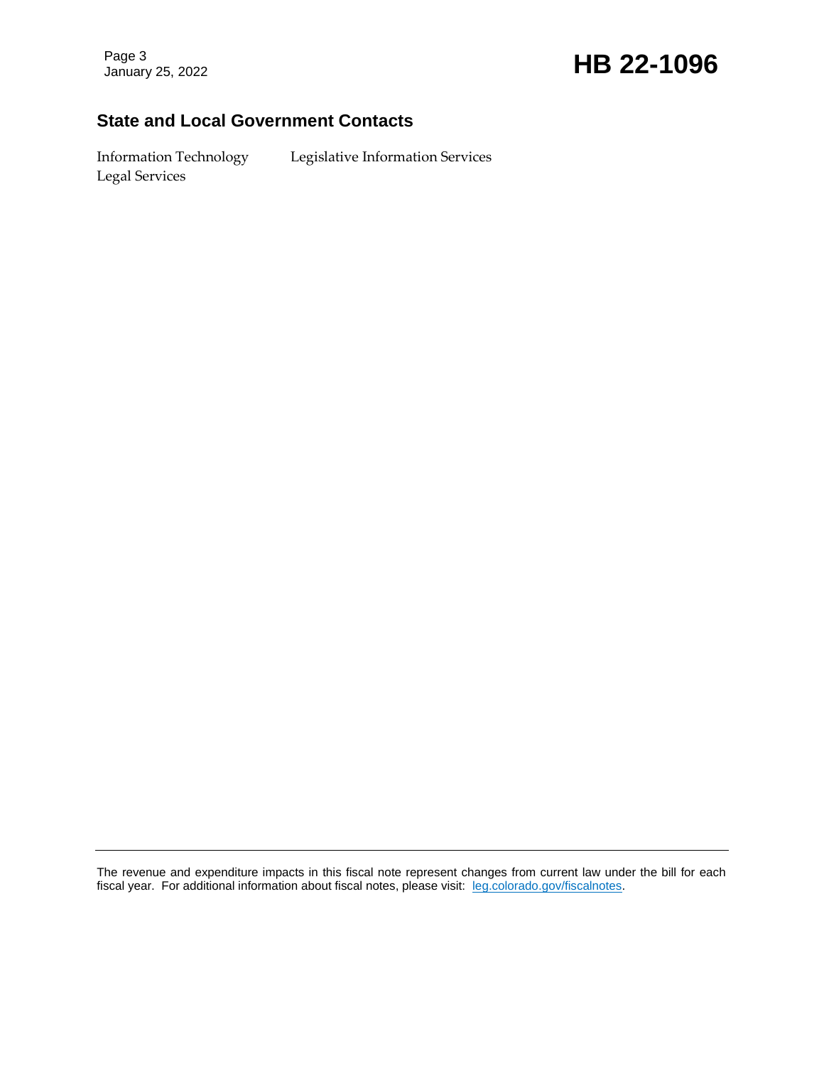## State and Local Government Contacts

Information Technology
Legislative Information Services
Legal Services

The revenue and expenditure impacts in this fiscal note represent changes from current law under the bill for each fiscal year. For additional information about fiscal notes, please visit: leg.colorado.gov/fiscalnotes.